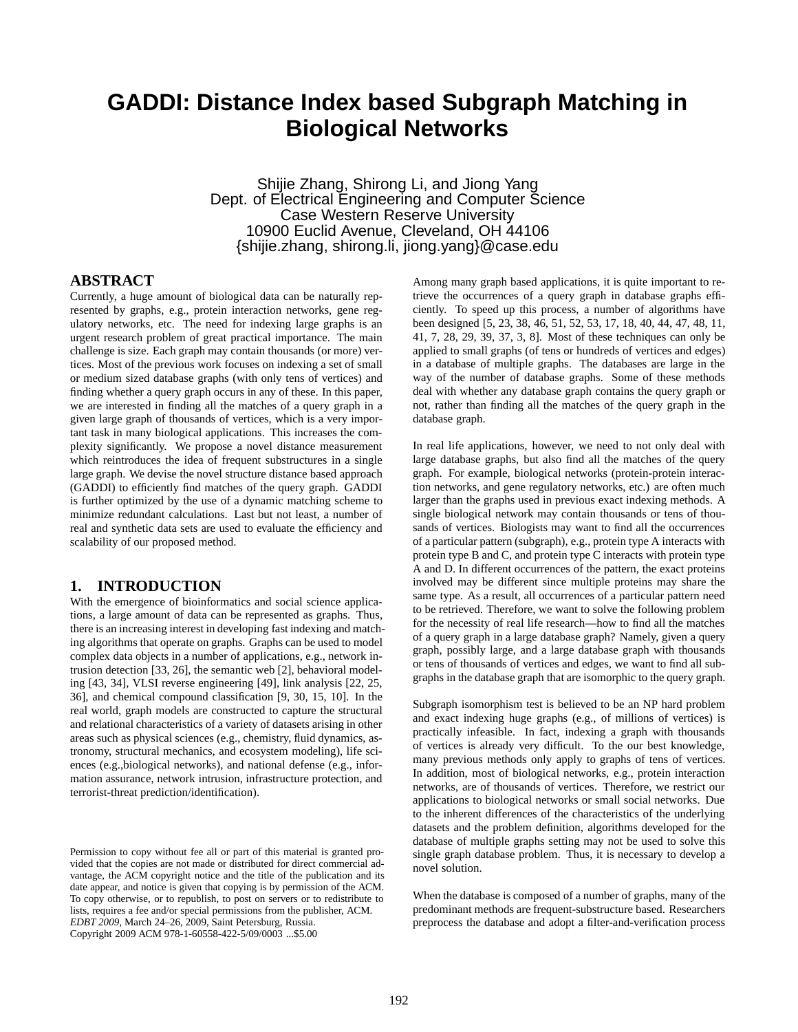# GADDI: Distance Index based Subgraph Matching in Biological Networks

Shijie Zhang, Shirong Li, and Jiong Yang
Dept. of Electrical Engineering and Computer Science
Case Western Reserve University
10900 Euclid Avenue, Cleveland, OH 44106
{shijie.zhang, shirong.li, jiong.yang}@case.edu

## ABSTRACT

Currently, a huge amount of biological data can be naturally represented by graphs, e.g., protein interaction networks, gene regulatory networks, etc. The need for indexing large graphs is an urgent research problem of great practical importance. The main challenge is size. Each graph may contain thousands (or more) vertices. Most of the previous work focuses on indexing a set of small or medium sized database graphs (with only tens of vertices) and finding whether a query graph occurs in any of these. In this paper, we are interested in finding all the matches of a query graph in a given large graph of thousands of vertices, which is a very important task in many biological applications. This increases the complexity significantly. We propose a novel distance measurement which reintroduces the idea of frequent substructures in a single large graph. We devise the novel structure distance based approach (GADDI) to efficiently find matches of the query graph. GADDI is further optimized by the use of a dynamic matching scheme to minimize redundant calculations. Last but not least, a number of real and synthetic data sets are used to evaluate the efficiency and scalability of our proposed method.

## 1. INTRODUCTION

With the emergence of bioinformatics and social science applications, a large amount of data can be represented as graphs. Thus, there is an increasing interest in developing fast indexing and matching algorithms that operate on graphs. Graphs can be used to model complex data objects in a number of applications, e.g., network intrusion detection [33, 26], the semantic web [2], behavioral modeling [43, 34], VLSI reverse engineering [49], link analysis [22, 25, 36], and chemical compound classification [9, 30, 15, 10]. In the real world, graph models are constructed to capture the structural and relational characteristics of a variety of datasets arising in other areas such as physical sciences (e.g., chemistry, fluid dynamics, astronomy, structural mechanics, and ecosystem modeling), life sciences (e.g.,biological networks), and national defense (e.g., information assurance, network intrusion, infrastructure protection, and terrorist-threat prediction/identification).

Permission to copy without fee all or part of this material is granted provided that the copies are not made or distributed for direct commercial advantage, the ACM copyright notice and the title of the publication and its date appear, and notice is given that copying is by permission of the ACM. To copy otherwise, or to republish, to post on servers or to redistribute to lists, requires a fee and/or special permissions from the publisher, ACM.
*EDBT 2009*, March 24–26, 2009, Saint Petersburg, Russia.
Copyright 2009 ACM 978-1-60558-422-5/09/0003 ...$5.00

Among many graph based applications, it is quite important to retrieve the occurrences of a query graph in database graphs efficiently. To speed up this process, a number of algorithms have been designed [5, 23, 38, 46, 51, 52, 53, 17, 18, 40, 44, 47, 48, 11, 41, 7, 28, 29, 39, 37, 3, 8]. Most of these techniques can only be applied to small graphs (of tens or hundreds of vertices and edges) in a database of multiple graphs. The databases are large in the way of the number of database graphs. Some of these methods deal with whether any database graph contains the query graph or not, rather than finding all the matches of the query graph in the database graph.

In real life applications, however, we need to not only deal with large database graphs, but also find all the matches of the query graph. For example, biological networks (protein-protein interaction networks, and gene regulatory networks, etc.) are often much larger than the graphs used in previous exact indexing methods. A single biological network may contain thousands or tens of thousands of vertices. Biologists may want to find all the occurrences of a particular pattern (subgraph), e.g., protein type A interacts with protein type B and C, and protein type C interacts with protein type A and D. In different occurrences of the pattern, the exact proteins involved may be different since multiple proteins may share the same type. As a result, all occurrences of a particular pattern need to be retrieved. Therefore, we want to solve the following problem for the necessity of real life research—how to find all the matches of a query graph in a large database graph? Namely, given a query graph, possibly large, and a large database graph with thousands or tens of thousands of vertices and edges, we want to find all subgraphs in the database graph that are isomorphic to the query graph.

Subgraph isomorphism test is believed to be an NP hard problem and exact indexing huge graphs (e.g., of millions of vertices) is practically infeasible. In fact, indexing a graph with thousands of vertices is already very difficult. To the our best knowledge, many previous methods only apply to graphs of tens of vertices. In addition, most of biological networks, e.g., protein interaction networks, are of thousands of vertices. Therefore, we restrict our applications to biological networks or small social networks. Due to the inherent differences of the characteristics of the underlying datasets and the problem definition, algorithms developed for the database of multiple graphs setting may not be used to solve this single graph database problem. Thus, it is necessary to develop a novel solution.

When the database is composed of a number of graphs, many of the predominant methods are frequent-substructure based. Researchers preprocess the database and adopt a filter-and-verification process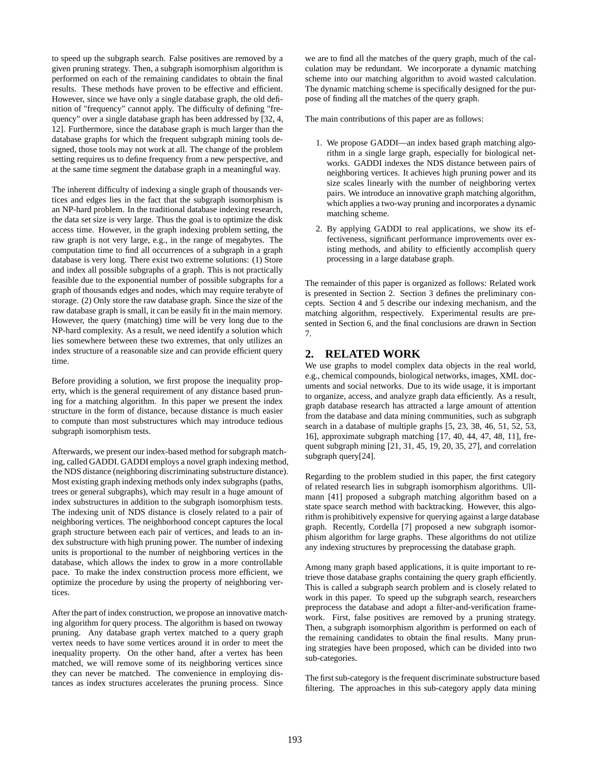to speed up the subgraph search. False positives are removed by a given pruning strategy. Then, a subgraph isomorphism algorithm is performed on each of the remaining candidates to obtain the final results. These methods have proven to be effective and efficient. However, since we have only a single database graph, the old definition of "frequency" cannot apply. The difficulty of defining "frequency" over a single database graph has been addressed by [32, 4, 12]. Furthermore, since the database graph is much larger than the database graphs for which the frequent subgraph mining tools designed, those tools may not work at all. The change of the problem setting requires us to define frequency from a new perspective, and at the same time segment the database graph in a meaningful way.

The inherent difficulty of indexing a single graph of thousands vertices and edges lies in the fact that the subgraph isomorphism is an NP-hard problem. In the traditional database indexing research, the data set size is very large. Thus the goal is to optimize the disk access time. However, in the graph indexing problem setting, the raw graph is not very large, e.g., in the range of megabytes. The computation time to find all occurrences of a subgraph in a graph database is very long. There exist two extreme solutions: (1) Store and index all possible subgraphs of a graph. This is not practically feasible due to the exponential number of possible subgraphs for a graph of thousands edges and nodes, which may require terabyte of storage. (2) Only store the raw database graph. Since the size of the raw database graph is small, it can be easily fit in the main memory. However, the query (matching) time will be very long due to the NP-hard complexity. As a result, we need identify a solution which lies somewhere between these two extremes, that only utilizes an index structure of a reasonable size and can provide efficient query time.

Before providing a solution, we first propose the inequality property, which is the general requirement of any distance based pruning for a matching algorithm. In this paper we present the index structure in the form of distance, because distance is much easier to compute than most substructures which may introduce tedious subgraph isomorphism tests.

Afterwards, we present our index-based method for subgraph matching, called GADDI. GADDI employs a novel graph indexing method, the NDS distance (neighboring discriminating substructure distance). Most existing graph indexing methods only index subgraphs (paths, trees or general subgraphs), which may result in a huge amount of index substructures in addition to the subgraph isomorphism tests. The indexing unit of NDS distance is closely related to a pair of neighboring vertices. The neighborhood concept captures the local graph structure between each pair of vertices, and leads to an index substructure with high pruning power. The number of indexing units is proportional to the number of neighboring vertices in the database, which allows the index to grow in a more controllable pace. To make the index construction process more efficient, we optimize the procedure by using the property of neighboring vertices.

After the part of index construction, we propose an innovative matching algorithm for query process. The algorithm is based on twoway pruning. Any database graph vertex matched to a query graph vertex needs to have some vertices around it in order to meet the inequality property. On the other hand, after a vertex has been matched, we will remove some of its neighboring vertices since they can never be matched. The convenience in employing distances as index structures accelerates the pruning process. Since we are to find all the matches of the query graph, much of the calculation may be redundant. We incorporate a dynamic matching scheme into our matching algorithm to avoid wasted calculation. The dynamic matching scheme is specifically designed for the purpose of finding all the matches of the query graph.

The main contributions of this paper are as follows:

1. We propose GADDI—an index based graph matching algorithm in a single large graph, especially for biological networks. GADDI indexes the NDS distance between pairs of neighboring vertices. It achieves high pruning power and its size scales linearly with the number of neighboring vertex pairs. We introduce an innovative graph matching algorithm, which applies a two-way pruning and incorporates a dynamic matching scheme.
2. By applying GADDI to real applications, we show its effectiveness, significant performance improvements over existing methods, and ability to efficiently accomplish query processing in a large database graph.

The remainder of this paper is organized as follows: Related work is presented in Section 2. Section 3 defines the preliminary concepts. Section 4 and 5 describe our indexing mechanism, and the matching algorithm, respectively. Experimental results are presented in Section 6, and the final conclusions are drawn in Section 7.

## 2. RELATED WORK

We use graphs to model complex data objects in the real world, e.g., chemical compounds, biological networks, images, XML documents and social networks. Due to its wide usage, it is important to organize, access, and analyze graph data efficiently. As a result, graph database research has attracted a large amount of attention from the database and data mining communities, such as subgraph search in a database of multiple graphs [5, 23, 38, 46, 51, 52, 53, 16], approximate subgraph matching [17, 40, 44, 47, 48, 11], frequent subgraph mining [21, 31, 45, 19, 20, 35, 27], and correlation subgraph query[24].

Regarding to the problem studied in this paper, the first category of related research lies in subgraph isomorphism algorithms. Ullmann [41] proposed a subgraph matching algorithm based on a state space search method with backtracking. However, this algorithm is prohibitively expensive for querying against a large database graph. Recently, Cordella [7] proposed a new subgraph isomorphism algorithm for large graphs. These algorithms do not utilize any indexing structures by preprocessing the database graph.

Among many graph based applications, it is quite important to retrieve those database graphs containing the query graph efficiently. This is called a subgraph search problem and is closely related to work in this paper. To speed up the subgraph search, researchers preprocess the database and adopt a filter-and-verification framework. First, false positives are removed by a pruning strategy. Then, a subgraph isomorphism algorithm is performed on each of the remaining candidates to obtain the final results. Many pruning strategies have been proposed, which can be divided into two sub-categories.

The first sub-category is the frequent discriminate substructure based filtering. The approaches in this sub-category apply data mining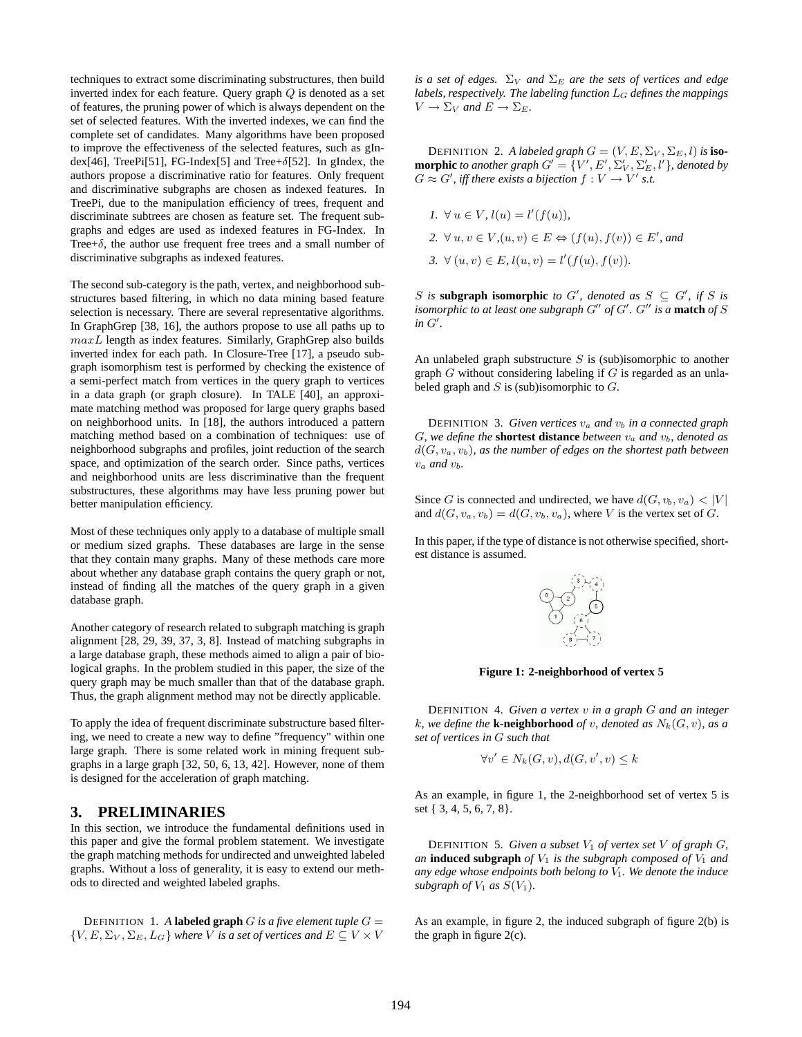techniques to extract some discriminating substructures, then build inverted index for each feature. Query graph $Q$ is denoted as a set of features, the pruning power of which is always dependent on the set of selected features. With the inverted indexes, we can find the complete set of candidates. Many algorithms have been proposed to improve the effectiveness of the selected features, such as gIndex[46], TreePi[51], FG-Index[5] and Tree+$\delta$[52]. In gIndex, the authors propose a discriminative ratio for features. Only frequent and discriminative subgraphs are chosen as indexed features. In TreePi, due to the manipulation efficiency of trees, frequent and discriminate subtrees are chosen as feature set. The frequent subgraphs and edges are used as indexed features in FG-Index. In Tree+$\delta$, the author use frequent free trees and a small number of discriminative subgraphs as indexed features.

The second sub-category is the path, vertex, and neighborhood substructures based filtering, in which no data mining based feature selection is necessary. There are several representative algorithms. In GraphGrep [38, 16], the authors propose to use all paths up to $maxL$ length as index features. Similarly, GraphGrep also builds inverted index for each path. In Closure-Tree [17], a pseudo subgraph isomorphism test is performed by checking the existence of a semi-perfect match from vertices in the query graph to vertices in a data graph (or graph closure). In TALE [40], an approximate matching method was proposed for large query graphs based on neighborhood units. In [18], the authors introduced a pattern matching method based on a combination of techniques: use of neighborhood subgraphs and profiles, joint reduction of the search space, and optimization of the search order. Since paths, vertices and neighborhood units are less discriminative than the frequent substructures, these algorithms may have less pruning power but better manipulation efficiency.

Most of these techniques only apply to a database of multiple small or medium sized graphs. These databases are large in the sense that they contain many graphs. Many of these methods care more about whether any database graph contains the query graph or not, instead of finding all the matches of the query graph in a given database graph.

Another category of research related to subgraph matching is graph alignment [28, 29, 39, 37, 3, 8]. Instead of matching subgraphs in a large database graph, these methods aimed to align a pair of biological graphs. In the problem studied in this paper, the size of the query graph may be much smaller than that of the database graph. Thus, the graph alignment method may not be directly applicable.

To apply the idea of frequent discriminate substructure based filtering, we need to create a new way to define "frequency" within one large graph. There is some related work in mining frequent subgraphs in a large graph [32, 50, 6, 13, 42]. However, none of them is designed for the acceleration of graph matching.

## 3. PRELIMINARIES

In this section, we introduce the fundamental definitions used in this paper and give the formal problem statement. We investigate the graph matching methods for undirected and unweighted labeled graphs. Without a loss of generality, it is easy to extend our methods to directed and weighted labeled graphs.

DEFINITION 1. *A* **labeled graph** *$G$ is a five element tuple $G = \{V, E, \Sigma_V, \Sigma_E, L_G\}$ where $V$ is a set of vertices and $E \subseteq V \times V$ is a set of edges. $\Sigma_V$ and $\Sigma_E$ are the sets of vertices and edge labels, respectively. The labeling function $L_G$ defines the mappings $V \to \Sigma_V$ and $E \to \Sigma_E$.*

DEFINITION 2. *A labeled graph $G = (V, E, \Sigma_V, \Sigma_E, l)$ is* **isomorphic** *to another graph $G' = \{V', E', \Sigma'_V, \Sigma'_E, l'\}$, denoted by $G \approx G'$, iff there exists a bijection $f : V \to V'$ s.t.*

1. *$\forall\, u \in V$, $l(u) = l'(f(u))$,*
2. *$\forall\, u, v \in V$,$(u, v) \in E \Leftrightarrow (f(u), f(v)) \in E'$, and*
3. *$\forall\, (u, v) \in E$, $l(u, v) = l'(f(u), f(v))$.*

*$S$ is* **subgraph isomorphic** *to $G'$, denoted as $S \subseteq G'$, if $S$ is isomorphic to at least one subgraph $G''$ of $G'$. $G''$ is a* **match** *of $S$ in $G'$.*

An unlabeled graph substructure $S$ is (sub)isomorphic to another graph $G$ without considering labeling if $G$ is regarded as an unlabeled graph and $S$ is (sub)isomorphic to $G$.

DEFINITION 3. *Given vertices $v_a$ and $v_b$ in a connected graph $G$, we define the* **shortest distance** *between $v_a$ and $v_b$, denoted as $d(G, v_a, v_b)$, as the number of edges on the shortest path between $v_a$ and $v_b$.*

Since $G$ is connected and undirected, we have $d(G, v_b, v_a) < |V|$ and $d(G, v_a, v_b) = d(G, v_b, v_a)$, where $V$ is the vertex set of $G$.

In this paper, if the type of distance is not otherwise specified, shortest distance is assumed.

Figure 1: 2-neighborhood of vertex 5

DEFINITION 4. *Given a vertex $v$ in a graph $G$ and an integer $k$, we define the* **k-neighborhood** *of $v$, denoted as $N_k(G, v)$, as a set of vertices in $G$ such that*

$$\forall v' \in N_k(G, v), d(G, v', v) \le k$$

As an example, in figure 1, the 2-neighborhood set of vertex 5 is set { 3, 4, 5, 6, 7, 8}.

DEFINITION 5. *Given a subset $V_1$ of vertex set $V$ of graph $G$, an* **induced subgraph** *of $V_1$ is the subgraph composed of $V_1$ and any edge whose endpoints both belong to $V_1$. We denote the induce subgraph of $V_1$ as $S(V_1)$.*

As an example, in figure 2, the induced subgraph of figure 2(b) is the graph in figure 2(c).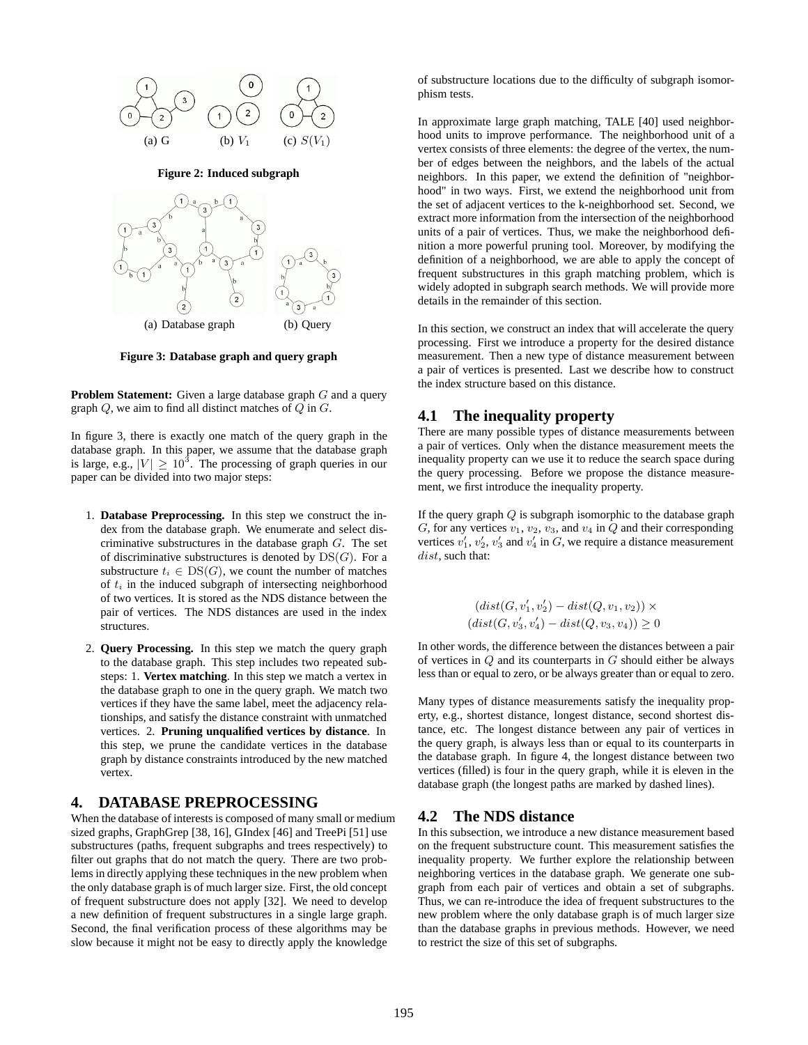(a) G (b) $V_1$ (c) $S(V_1)$

**Figure 2: Induced subgraph**

(a) Database graph (b) Query

**Figure 3: Database graph and query graph**

**Problem Statement:** Given a large database graph $G$ and a query graph $Q$, we aim to find all distinct matches of $Q$ in $G$.

In figure 3, there is exactly one match of the query graph in the database graph. In this paper, we assume that the database graph is large, e.g., $|V| \geq 10^3$. The processing of graph queries in our paper can be divided into two major steps:

1. **Database Preprocessing.** In this step we construct the index from the database graph. We enumerate and select discriminative substructures in the database graph $G$. The set of discriminative substructures is denoted by $\mathrm{DS}(G)$. For a substructure $t_i \in \mathrm{DS}(G)$, we count the number of matches of $t_i$ in the induced subgraph of intersecting neighborhood of two vertices. It is stored as the NDS distance between the pair of vertices. The NDS distances are used in the index structures.

2. **Query Processing.** In this step we match the query graph to the database graph. This step includes two repeated substeps: 1. **Vertex matching**. In this step we match a vertex in the database graph to one in the query graph. We match two vertices if they have the same label, meet the adjacency relationships, and satisfy the distance constraint with unmatched vertices. 2. **Pruning unqualified vertices by distance**. In this step, we prune the candidate vertices in the database graph by distance constraints introduced by the new matched vertex.

## 4. DATABASE PREPROCESSING

When the database of interests is composed of many small or medium sized graphs, GraphGrep [38, 16], GIndex [46] and TreePi [51] use substructures (paths, frequent subgraphs and trees respectively) to filter out graphs that do not match the query. There are two problems in directly applying these techniques in the new problem when the only database graph is of much larger size. First, the old concept of frequent substructure does not apply [32]. We need to develop a new definition of frequent substructures in a single large graph. Second, the final verification process of these algorithms may be slow because it might not be easy to directly apply the knowledge of substructure locations due to the difficulty of subgraph isomorphism tests.

In approximate large graph matching, TALE [40] used neighborhood units to improve performance. The neighborhood unit of a vertex consists of three elements: the degree of the vertex, the number of edges between the neighbors, and the labels of the actual neighbors. In this paper, we extend the definition of "neighborhood" in two ways. First, we extend the neighborhood unit from the set of adjacent vertices to the k-neighborhood set. Second, we extract more information from the intersection of the neighborhood units of a pair of vertices. Thus, we make the neighborhood definition a more powerful pruning tool. Moreover, by modifying the definition of a neighborhood, we are able to apply the concept of frequent substructures in this graph matching problem, which is widely adopted in subgraph search methods. We will provide more details in the remainder of this section.

In this section, we construct an index that will accelerate the query processing. First we introduce a property for the desired distance measurement. Then a new type of distance measurement between a pair of vertices is presented. Last we describe how to construct the index structure based on this distance.

### 4.1 The inequality property

There are many possible types of distance measurements between a pair of vertices. Only when the distance measurement meets the inequality property can we use it to reduce the search space during the query processing. Before we propose the distance measurement, we first introduce the inequality property.

If the query graph $Q$ is subgraph isomorphic to the database graph $G$, for any vertices $v_1$, $v_2$, $v_3$, and $v_4$ in $Q$ and their corresponding vertices $v_1'$, $v_2'$, $v_3'$ and $v_4'$ in $G$, we require a distance measurement $dist$, such that:

$$(dist(G, v_1', v_2') - dist(Q, v_1, v_2)) \times (dist(G, v_3', v_4') - dist(Q, v_3, v_4)) \geq 0$$

In other words, the difference between the distances between a pair of vertices in $Q$ and its counterparts in $G$ should either be always less than or equal to zero, or be always greater than or equal to zero.

Many types of distance measurements satisfy the inequality property, e.g., shortest distance, longest distance, second shortest distance, etc. The longest distance between any pair of vertices in the query graph, is always less than or equal to its counterparts in the database graph. In figure 4, the longest distance between two vertices (filled) is four in the query graph, while it is eleven in the database graph (the longest paths are marked by dashed lines).

### 4.2 The NDS distance

In this subsection, we introduce a new distance measurement based on the frequent substructure count. This measurement satisfies the inequality property. We further explore the relationship between neighboring vertices in the database graph. We generate one subgraph from each pair of vertices and obtain a set of subgraphs. Thus, we can re-introduce the idea of frequent substructures to the new problem where the only database graph is of much larger size than the database graphs in previous methods. However, we need to restrict the size of this set of subgraphs.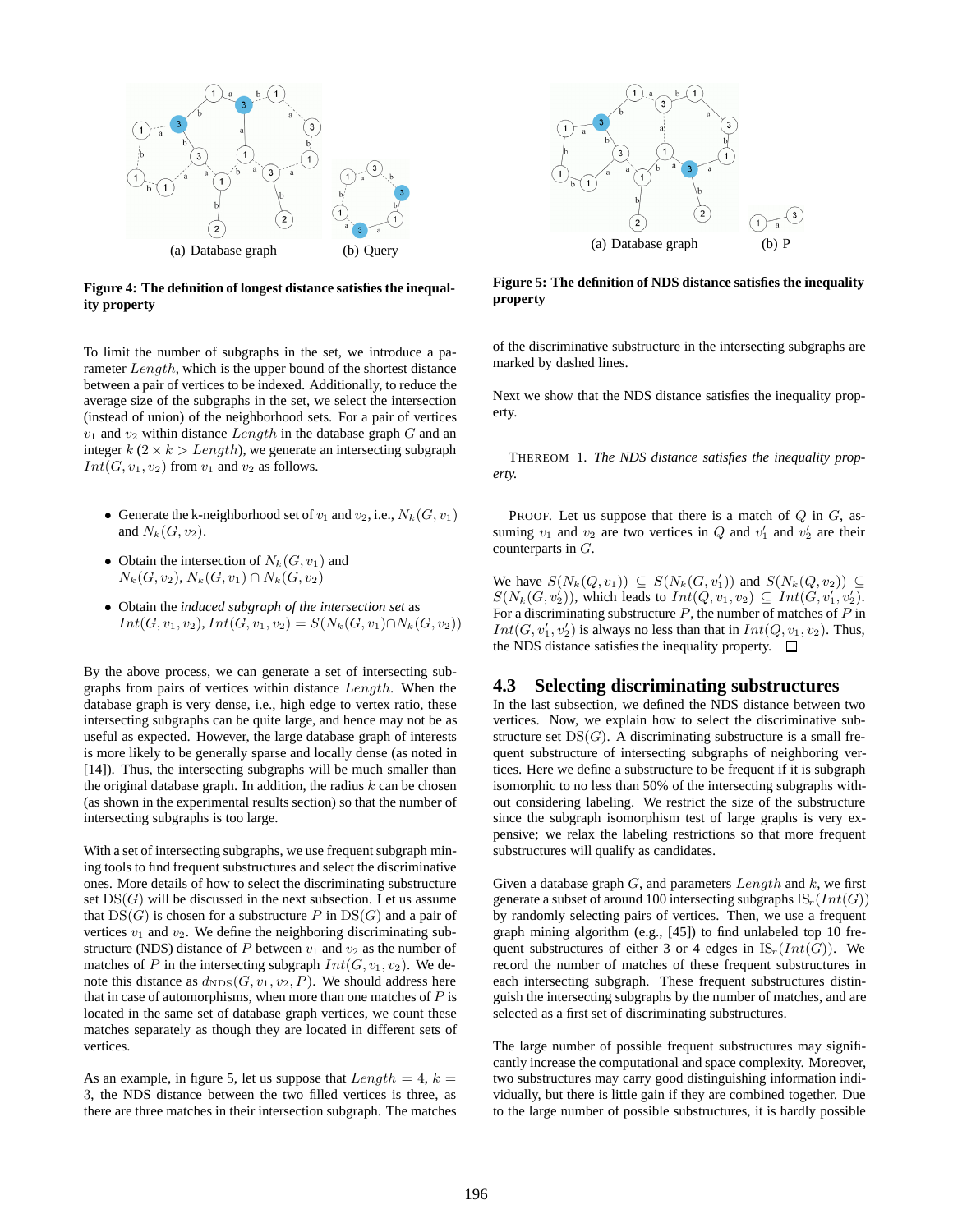(a) Database graph (b) Query

**Figure 4: The definition of longest distance satisfies the inequality property**

To limit the number of subgraphs in the set, we introduce a parameter $Length$, which is the upper bound of the shortest distance between a pair of vertices to be indexed. Additionally, to reduce the average size of the subgraphs in the set, we select the intersection (instead of union) of the neighborhood sets. For a pair of vertices $v_1$ and $v_2$ within distance $Length$ in the database graph $G$ and an integer $k$ ($2 \times k > Length$), we generate an intersecting subgraph $Int(G, v_1, v_2)$ from $v_1$ and $v_2$ as follows.

- Generate the k-neighborhood set of $v_1$ and $v_2$, i.e., $N_k(G, v_1)$ and $N_k(G, v_2)$.
- Obtain the intersection of $N_k(G, v_1)$ and $N_k(G, v_2)$, $N_k(G, v_1) \cap N_k(G, v_2)$
- Obtain the *induced subgraph of the intersection set* as $Int(G, v_1, v_2)$, $Int(G, v_1, v_2) = S(N_k(G, v_1) \cap N_k(G, v_2))$

By the above process, we can generate a set of intersecting subgraphs from pairs of vertices within distance $Length$. When the database graph is very dense, i.e., high edge to vertex ratio, these intersecting subgraphs can be quite large, and hence may not be as useful as expected. However, the large database graph of interests is more likely to be generally sparse and locally dense (as noted in [14]). Thus, the intersecting subgraphs will be much smaller than the original database graph. In addition, the radius $k$ can be chosen (as shown in the experimental results section) so that the number of intersecting subgraphs is too large.

With a set of intersecting subgraphs, we use frequent subgraph mining tools to find frequent substructures and select the discriminative ones. More details of how to select the discriminating substructure set $\text{DS}(G)$ will be discussed in the next subsection. Let us assume that $\text{DS}(G)$ is chosen for a substructure $P$ in $\text{DS}(G)$ and a pair of vertices $v_1$ and $v_2$. We define the neighboring discriminating substructure (NDS) distance of $P$ between $v_1$ and $v_2$ as the number of matches of $P$ in the intersecting subgraph $Int(G, v_1, v_2)$. We denote this distance as $d_{\text{NDS}}(G, v_1, v_2, P)$. We should address here that in case of automorphisms, when more than one matches of $P$ is located in the same set of database graph vertices, we count these matches separately as though they are located in different sets of vertices.

As an example, in figure 5, let us suppose that $Length = 4$, $k = 3$, the NDS distance between the two filled vertices is three, as there are three matches in their intersection subgraph. The matches of the discriminative substructure in the intersecting subgraphs are marked by dashed lines.

(a) Database graph (b) P

**Figure 5: The definition of NDS distance satisfies the inequality property**

Next we show that the NDS distance satisfies the inequality property.

THEREOM 1. *The NDS distance satisfies the inequality property.*

PROOF. Let us suppose that there is a match of $Q$ in $G$, assuming $v_1$ and $v_2$ are two vertices in $Q$ and $v_1'$ and $v_2'$ are their counterparts in $G$.

We have $S(N_k(Q, v_1)) \subseteq S(N_k(G, v_1'))$ and $S(N_k(Q, v_2)) \subseteq S(N_k(G, v_2'))$, which leads to $Int(Q, v_1, v_2) \subseteq Int(G, v_1', v_2')$. For a discriminating substructure $P$, the number of matches of $P$ in $Int(G, v_1', v_2')$ is always no less than that in $Int(Q, v_1, v_2)$. Thus, the NDS distance satisfies the inequality property. □

## 4.3 Selecting discriminating substructures

In the last subsection, we defined the NDS distance between two vertices. Now, we explain how to select the discriminative substructure set $\text{DS}(G)$. A discriminating substructure is a small frequent substructure of intersecting subgraphs of neighboring vertices. Here we define a substructure to be frequent if it is subgraph isomorphic to no less than 50% of the intersecting subgraphs without considering labeling. We restrict the size of the substructure since the subgraph isomorphism test of large graphs is very expensive; we relax the labeling restrictions so that more frequent substructures will qualify as candidates.

Given a database graph $G$, and parameters $Length$ and $k$, we first generate a subset of around 100 intersecting subgraphs $\text{IS}_r(Int(G))$ by randomly selecting pairs of vertices. Then, we use a frequent graph mining algorithm (e.g., [45]) to find unlabeled top 10 frequent substructures of either 3 or 4 edges in $\text{IS}_r(Int(G))$. We record the number of matches of these frequent substructures in each intersecting subgraph. These frequent substructures distinguish the intersecting subgraphs by the number of matches, and are selected as a first set of discriminating substructures.

The large number of possible frequent substructures may significantly increase the computational and space complexity. Moreover, two substructures may carry good distinguishing information individually, but there is little gain if they are combined together. Due to the large number of possible substructures, it is hardly possible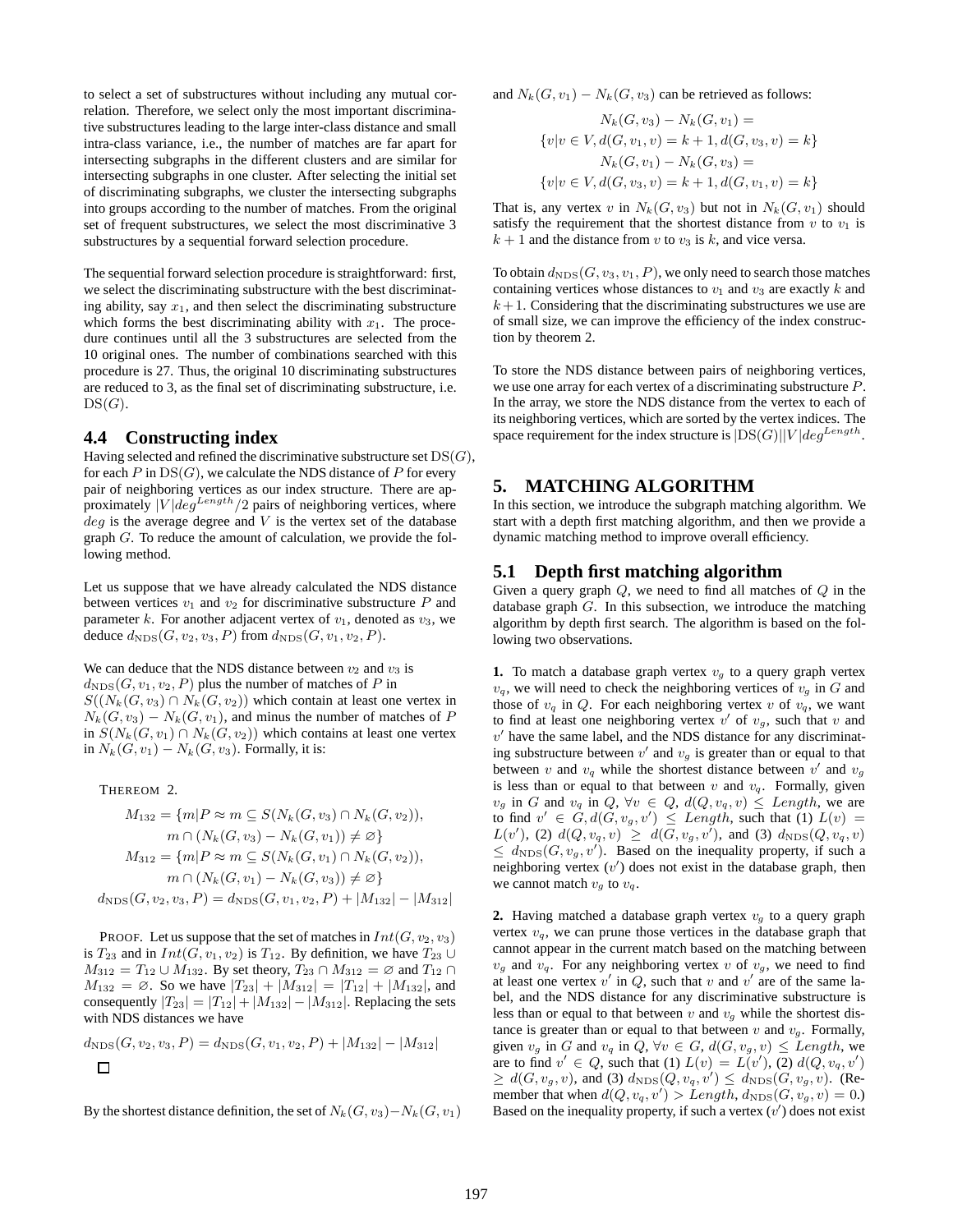to select a set of substructures without including any mutual correlation. Therefore, we select only the most important discriminative substructures leading to the large inter-class distance and small intra-class variance, i.e., the number of matches are far apart for intersecting subgraphs in the different clusters and are similar for intersecting subgraphs in one cluster. After selecting the initial set of discriminating subgraphs, we cluster the intersecting subgraphs into groups according to the number of matches. From the original set of frequent substructures, we select the most discriminative 3 substructures by a sequential forward selection procedure.

The sequential forward selection procedure is straightforward: first, we select the discriminating substructure with the best discriminating ability, say $x_1$, and then select the discriminating substructure which forms the best discriminating ability with $x_1$. The procedure continues until all the 3 substructures are selected from the 10 original ones. The number of combinations searched with this procedure is 27. Thus, the original 10 discriminating substructures are reduced to 3, as the final set of discriminating substructure, i.e. $\mathrm{DS}(G)$.

### 4.4 Constructing index

Having selected and refined the discriminative substructure set $\mathrm{DS}(G)$, for each $P$ in $\mathrm{DS}(G)$, we calculate the NDS distance of $P$ for every pair of neighboring vertices as our index structure. There are approximately $|V|deg^{Length}/2$ pairs of neighboring vertices, where $deg$ is the average degree and $V$ is the vertex set of the database graph $G$. To reduce the amount of calculation, we provide the following method.

Let us suppose that we have already calculated the NDS distance between vertices $v_1$ and $v_2$ for discriminative substructure $P$ and parameter $k$. For another adjacent vertex of $v_1$, denoted as $v_3$, we deduce $d_{\mathrm{NDS}}(G, v_2, v_3, P)$ from $d_{\mathrm{NDS}}(G, v_1, v_2, P)$.

We can deduce that the NDS distance between $v_2$ and $v_3$ is $d_{\mathrm{NDS}}(G, v_1, v_2, P)$ plus the number of matches of $P$ in $S((N_k(G, v_3) \cap N_k(G, v_2))$ which contain at least one vertex in $N_k(G, v_3) - N_k(G, v_1)$, and minus the number of matches of $P$ in $S(N_k(G, v_1) \cap N_k(G, v_2))$ which contains at least one vertex in $N_k(G, v_1) - N_k(G, v_3)$. Formally, it is:

THEREOM 2.

$$M_{132} = \{m | P \approx m \subseteq S(N_k(G, v_3) \cap N_k(G, v_2)),$$
$$m \cap (N_k(G, v_3) - N_k(G, v_1)) \neq \varnothing\}$$
$$M_{312} = \{m | P \approx m \subseteq S(N_k(G, v_1) \cap N_k(G, v_2)),$$
$$m \cap (N_k(G, v_1) - N_k(G, v_3)) \neq \varnothing\}$$
$$d_{\mathrm{NDS}}(G, v_2, v_3, P) = d_{\mathrm{NDS}}(G, v_1, v_2, P) + |M_{132}| - |M_{312}|$$

PROOF. Let us suppose that the set of matches in $Int(G, v_2, v_3)$ is $T_{23}$ and in $Int(G, v_1, v_2)$ is $T_{12}$. By definition, we have $T_{23} \cup M_{312} = T_{12} \cup M_{132}$. By set theory, $T_{23} \cap M_{312} = \varnothing$ and $T_{12} \cap M_{132} = \varnothing$. So we have $|T_{23}| + |M_{312}| = |T_{12}| + |M_{132}|$, and consequently $|T_{23}| = |T_{12}| + |M_{132}| - |M_{312}|$. Replacing the sets with NDS distances we have

$$d_{\mathrm{NDS}}(G, v_2, v_3, P) = d_{\mathrm{NDS}}(G, v_1, v_2, P) + |M_{132}| - |M_{312}|$$

□

By the shortest distance definition, the set of $N_k(G, v_3) - N_k(G, v_1)$ and $N_k(G, v_1) - N_k(G, v_3)$ can be retrieved as follows:

$$N_k(G, v_3) - N_k(G, v_1) =$$
$$\{v | v \in V, d(G, v_1, v) = k + 1, d(G, v_3, v) = k\}$$
$$N_k(G, v_1) - N_k(G, v_3) =$$
$$\{v | v \in V, d(G, v_3, v) = k + 1, d(G, v_1, v) = k\}$$

That is, any vertex $v$ in $N_k(G, v_3)$ but not in $N_k(G, v_1)$ should satisfy the requirement that the shortest distance from $v$ to $v_1$ is $k + 1$ and the distance from $v$ to $v_3$ is $k$, and vice versa.

To obtain $d_{\mathrm{NDS}}(G, v_3, v_1, P)$, we only need to search those matches containing vertices whose distances to $v_1$ and $v_3$ are exactly $k$ and $k + 1$. Considering that the discriminating substructures we use are of small size, we can improve the efficiency of the index construction by theorem 2.

To store the NDS distance between pairs of neighboring vertices, we use one array for each vertex of a discriminating substructure $P$. In the array, we store the NDS distance from the vertex to each of its neighboring vertices, which are sorted by the vertex indices. The space requirement for the index structure is $|\mathrm{DS}(G)||V|deg^{Length}$.

## 5. MATCHING ALGORITHM

In this section, we introduce the subgraph matching algorithm. We start with a depth first matching algorithm, and then we provide a dynamic matching method to improve overall efficiency.

### 5.1 Depth first matching algorithm

Given a query graph $Q$, we need to find all matches of $Q$ in the database graph $G$. In this subsection, we introduce the matching algorithm by depth first search. The algorithm is based on the following two observations.

**1.** To match a database graph vertex $v_g$ to a query graph vertex $v_q$, we will need to check the neighboring vertices of $v_g$ in $G$ and those of $v_q$ in $Q$. For each neighboring vertex $v$ of $v_q$, we want to find at least one neighboring vertex $v'$ of $v_g$, such that $v$ and $v'$ have the same label, and the NDS distance for any discriminating substructure between $v'$ and $v_g$ is greater than or equal to that between $v$ and $v_q$ while the shortest distance between $v'$ and $v_g$ is less than or equal to that between $v$ and $v_q$. Formally, given $v_g$ in $G$ and $v_q$ in $Q$, $\forall v \in Q$, $d(Q, v_q, v) \leq Length$, we are to find $v' \in G, d(G, v_g, v') \leq Length$, such that (1) $L(v) = L(v')$, (2) $d(Q, v_q, v) \geq d(G, v_g, v')$, and (3) $d_{\mathrm{NDS}}(Q, v_q, v) \leq d_{\mathrm{NDS}}(G, v_g, v')$. Based on the inequality property, if such a neighboring vertex ($v'$) does not exist in the database graph, then we cannot match $v_g$ to $v_q$.

**2.** Having matched a database graph vertex $v_g$ to a query graph vertex $v_q$, we can prune those vertices in the database graph that cannot appear in the current match based on the matching between $v_g$ and $v_q$. For any neighboring vertex $v$ of $v_g$, we need to find at least one vertex $v'$ in $Q$, such that $v$ and $v'$ are of the same label, and the NDS distance for any discriminative substructure is less than or equal to that between $v$ and $v_g$ while the shortest distance is greater than or equal to that between $v$ and $v_g$. Formally, given $v_g$ in $G$ and $v_q$ in $Q$, $\forall v \in G$, $d(G, v_g, v) \leq Length$, we are to find $v' \in Q$, such that (1) $L(v) = L(v')$, (2) $d(Q, v_q, v') \geq d(G, v_g, v)$, and (3) $d_{\mathrm{NDS}}(Q, v_q, v') \leq d_{\mathrm{NDS}}(G, v_g, v)$. (Remember that when $d(Q, v_q, v') > Length$, $d_{\mathrm{NDS}}(G, v_g, v) = 0$.) Based on the inequality property, if such a vertex ($v'$) does not exist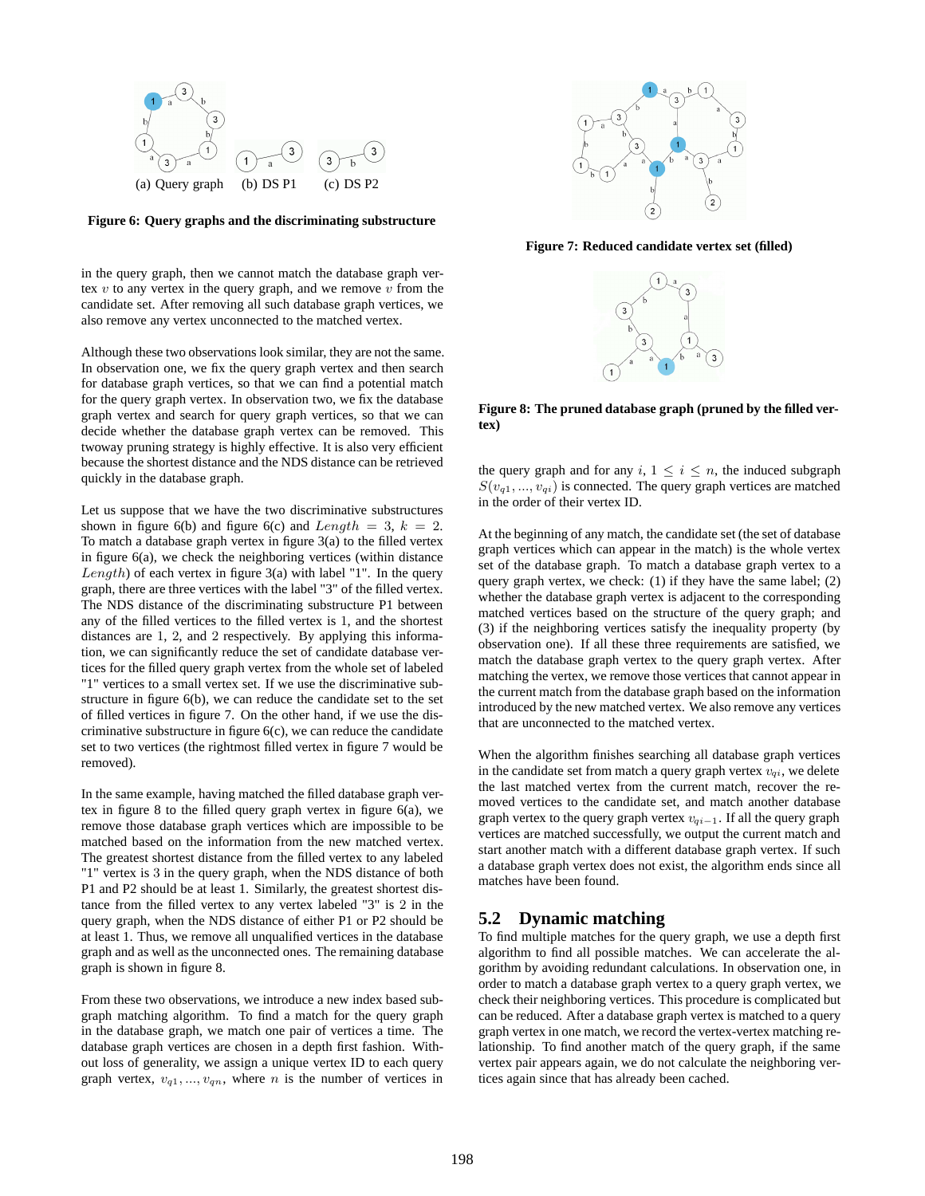(a) Query graph (b) DS P1 (c) DS P2

**Figure 6: Query graphs and the discriminating substructure**

in the query graph, then we cannot match the database graph vertex $v$ to any vertex in the query graph, and we remove $v$ from the candidate set. After removing all such database graph vertices, we also remove any vertex unconnected to the matched vertex.

Although these two observations look similar, they are not the same. In observation one, we fix the query graph vertex and then search for database graph vertices, so that we can find a potential match for the query graph vertex. In observation two, we fix the database graph vertex and search for query graph vertices, so that we can decide whether the database graph vertex can be removed. This twoway pruning strategy is highly effective. It is also very efficient because the shortest distance and the NDS distance can be retrieved quickly in the database graph.

Let us suppose that we have the two discriminative substructures shown in figure 6(b) and figure 6(c) and $Length = 3$, $k = 2$. To match a database graph vertex in figure 3(a) to the filled vertex in figure 6(a), we check the neighboring vertices (within distance $Length$) of each vertex in figure 3(a) with label "1". In the query graph, there are three vertices with the label "3" of the filled vertex. The NDS distance of the discriminating substructure P1 between any of the filled vertices to the filled vertex is 1, and the shortest distances are 1, 2, and 2 respectively. By applying this information, we can significantly reduce the set of candidate database vertices for the filled query graph vertex from the whole set of labeled "1" vertices to a small vertex set. If we use the discriminative substructure in figure 6(b), we can reduce the candidate set to the set of filled vertices in figure 7. On the other hand, if we use the discriminative substructure in figure 6(c), we can reduce the candidate set to two vertices (the rightmost filled vertex in figure 7 would be removed).

In the same example, having matched the filled database graph vertex in figure 8 to the filled query graph vertex in figure 6(a), we remove those database graph vertices which are impossible to be matched based on the information from the new matched vertex. The greatest shortest distance from the filled vertex to any labeled "1" vertex is 3 in the query graph, when the NDS distance of both P1 and P2 should be at least 1. Similarly, the greatest shortest distance from the filled vertex to any vertex labeled "3" is 2 in the query graph, when the NDS distance of either P1 or P2 should be at least 1. Thus, we remove all unqualified vertices in the database graph and as well as the unconnected ones. The remaining database graph is shown in figure 8.

From these two observations, we introduce a new index based subgraph matching algorithm. To find a match for the query graph in the database graph, we match one pair of vertices a time. The database graph vertices are chosen in a depth first fashion. Without loss of generality, we assign a unique vertex ID to each query graph vertex, $v_{q1}, ..., v_{qn}$, where $n$ is the number of vertices in the query graph and for any $i$, $1 \leq i \leq n$, the induced subgraph $S(v_{q1}, ..., v_{qi})$ is connected. The query graph vertices are matched in the order of their vertex ID.

**Figure 7: Reduced candidate vertex set (filled)**

**Figure 8: The pruned database graph (pruned by the filled vertex)**

At the beginning of any match, the candidate set (the set of database graph vertices which can appear in the match) is the whole vertex set of the database graph. To match a database graph vertex to a query graph vertex, we check: (1) if they have the same label; (2) whether the database graph vertex is adjacent to the corresponding matched vertices based on the structure of the query graph; and (3) if the neighboring vertices satisfy the inequality property (by observation one). If all these three requirements are satisfied, we match the database graph vertex to the query graph vertex. After matching the vertex, we remove those vertices that cannot appear in the current match from the database graph based on the information introduced by the new matched vertex. We also remove any vertices that are unconnected to the matched vertex.

When the algorithm finishes searching all database graph vertices in the candidate set from match a query graph vertex $v_{qi}$, we delete the last matched vertex from the current match, recover the removed vertices to the candidate set, and match another database graph vertex to the query graph vertex $v_{qi-1}$. If all the query graph vertices are matched successfully, we output the current match and start another match with a different database graph vertex. If such a database graph vertex does not exist, the algorithm ends since all matches have been found.

## 5.2 Dynamic matching

To find multiple matches for the query graph, we use a depth first algorithm to find all possible matches. We can accelerate the algorithm by avoiding redundant calculations. In observation one, in order to match a database graph vertex to a query graph vertex, we check their neighboring vertices. This procedure is complicated but can be reduced. After a database graph vertex is matched to a query graph vertex in one match, we record the vertex-vertex matching relationship. To find another match of the query graph, if the same vertex pair appears again, we do not calculate the neighboring vertices again since that has already been cached.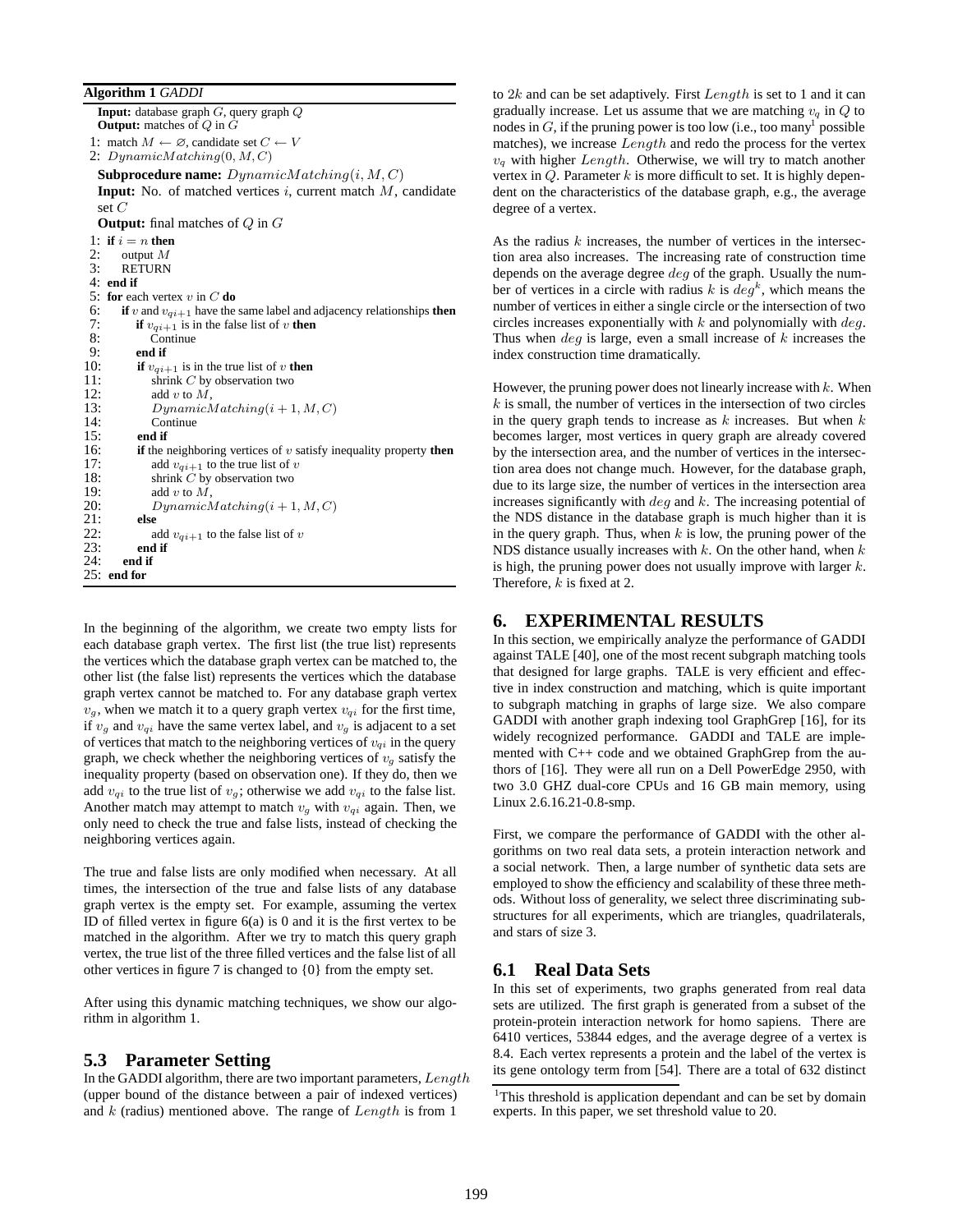**Algorithm 1** *GADDI*

```
Input: database graph G, query graph Q
Output: matches of Q in G
1: match M ← ∅, candidate set C ← V
2: DynamicMatching(0, M, C)

Subprocedure name: DynamicMatching(i, M, C)
Input: No. of matched vertices i, current match M, candidate set C
Output: final matches of Q in G
1: if i = n then
2:    output M
3:    RETURN
4: end if
5: for each vertex v in C do
6:    if v and v_{qi+1} have the same label and adjacency relationships then
7:       if v_{qi+1} is in the false list of v then
8:          Continue
9:       end if
10:      if v_{qi+1} is in the true list of v then
11:         shrink C by observation two
12:         add v to M,
13:         DynamicMatching(i+1, M, C)
14:         Continue
15:      end if
16:      if the neighboring vertices of v satisfy inequality property then
17:         add v_{qi+1} to the true list of v
18:         shrink C by observation two
19:         add v to M,
20:         DynamicMatching(i+1, M, C)
21:      else
22:         add v_{qi+1} to the false list of v
23:      end if
24:   end if
25: end for
```

In the beginning of the algorithm, we create two empty lists for each database graph vertex. The first list (the true list) represents the vertices which the database graph vertex can be matched to, the other list (the false list) represents the vertices which the database graph vertex cannot be matched to. For any database graph vertex $v_g$, when we match it to a query graph vertex $v_{qi}$ for the first time, if $v_g$ and $v_{qi}$ have the same vertex label, and $v_g$ is adjacent to a set of vertices that match to the neighboring vertices of $v_{qi}$ in the query graph, we check whether the neighboring vertices of $v_g$ satisfy the inequality property (based on observation one). If they do, then we add $v_{qi}$ to the true list of $v_g$; otherwise we add $v_{qi}$ to the false list. Another match may attempt to match $v_g$ with $v_{qi}$ again. Then, we only need to check the true and false lists, instead of checking the neighboring vertices again.

The true and false lists are only modified when necessary. At all times, the intersection of the true and false lists of any database graph vertex is the empty set. For example, assuming the vertex ID of filled vertex in figure 6(a) is 0 and it is the first vertex to be matched in the algorithm. After we try to match this query graph vertex, the true list of the three filled vertices and the false list of all other vertices in figure 7 is changed to {0} from the empty set.

After using this dynamic matching techniques, we show our algorithm in algorithm 1.

## 5.3 Parameter Setting

In the GADDI algorithm, there are two important parameters, $Length$ (upper bound of the distance between a pair of indexed vertices) and $k$ (radius) mentioned above. The range of $Length$ is from 1 to $2k$ and can be set adaptively. First $Length$ is set to 1 and it can gradually increase. Let us assume that we are matching $v_q$ in $Q$ to nodes in $G$, if the pruning power is too low (i.e., too many[1] possible matches), we increase $Length$ and redo the process for the vertex $v_q$ with higher $Length$. Otherwise, we will try to match another vertex in $Q$. Parameter $k$ is more difficult to set. It is highly dependent on the characteristics of the database graph, e.g., the average degree of a vertex.

As the radius $k$ increases, the number of vertices in the intersection area also increases. The increasing rate of construction time depends on the average degree $deg$ of the graph. Usually the number of vertices in a circle with radius $k$ is $deg^k$, which means the number of vertices in either a single circle or the intersection of two circles increases exponentially with $k$ and polynomially with $deg$. Thus when $deg$ is large, even a small increase of $k$ increases the index construction time dramatically.

However, the pruning power does not linearly increase with $k$. When $k$ is small, the number of vertices in the intersection of two circles in the query graph tends to increase as $k$ increases. But when $k$ becomes larger, most vertices in query graph are already covered by the intersection area, and the number of vertices in the intersection area does not change much. However, for the database graph, due to its large size, the number of vertices in the intersection area increases significantly with $deg$ and $k$. The increasing potential of the NDS distance in the database graph is much higher than it is in the query graph. Thus, when $k$ is low, the pruning power of the NDS distance usually increases with $k$. On the other hand, when $k$ is high, the pruning power does not usually improve with larger $k$. Therefore, $k$ is fixed at 2.

# 6. EXPERIMENTAL RESULTS

In this section, we empirically analyze the performance of GADDI against TALE [40], one of the most recent subgraph matching tools that designed for large graphs. TALE is very efficient and effective in index construction and matching, which is quite important to subgraph matching in graphs of large size. We also compare GADDI with another graph indexing tool GraphGrep [16], for its widely recognized performance. GADDI and TALE are implemented with C++ code and we obtained GraphGrep from the authors of [16]. They were all run on a Dell PowerEdge 2950, with two 3.0 GHZ dual-core CPUs and 16 GB main memory, using Linux 2.6.16.21-0.8-smp.

First, we compare the performance of GADDI with the other algorithms on two real data sets, a protein interaction network and a social network. Then, a large number of synthetic data sets are employed to show the efficiency and scalability of these three methods. Without loss of generality, we select three discriminating substructures for all experiments, which are triangles, quadrilaterals, and stars of size 3.

## 6.1 Real Data Sets

In this set of experiments, two graphs generated from real data sets are utilized. The first graph is generated from a subset of the protein-protein interaction network for homo sapiens. There are 6410 vertices, 53844 edges, and the average degree of a vertex is 8.4. Each vertex represents a protein and the label of the vertex is its gene ontology term from [54]. There are a total of 632 distinct

[1] This threshold is application dependant and can be set by domain experts. In this paper, we set threshold value to 20.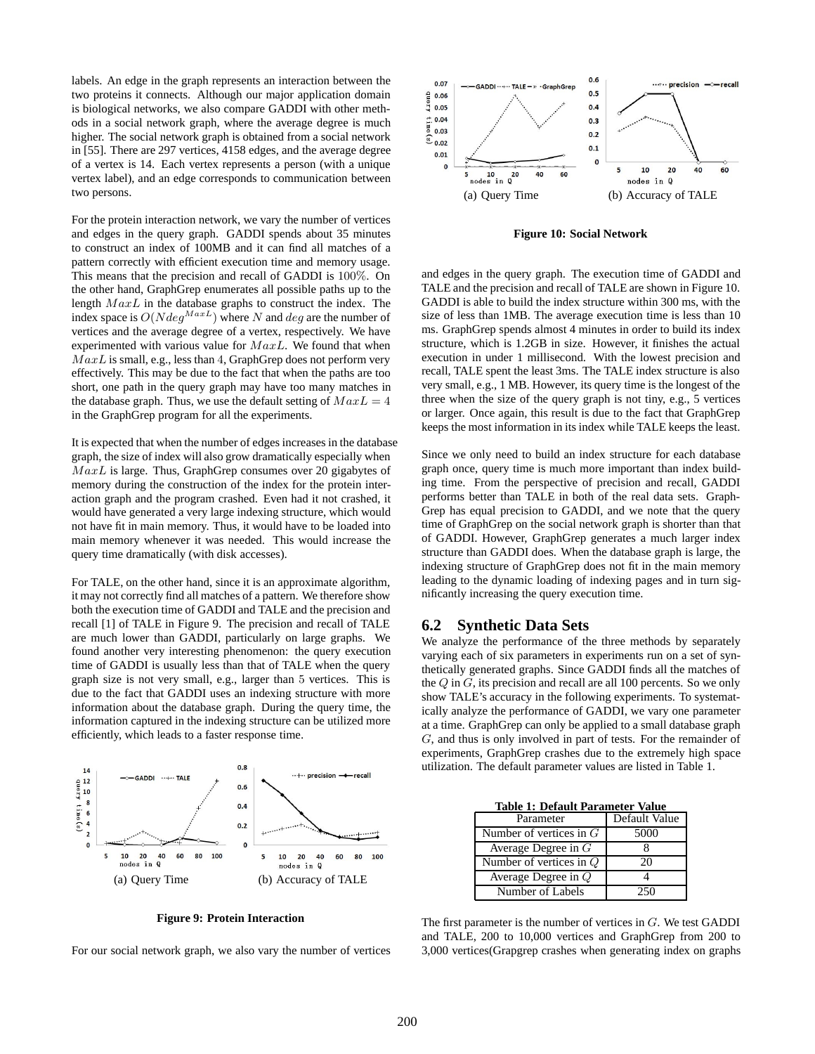labels. An edge in the graph represents an interaction between the two proteins it connects. Although our major application domain is biological networks, we also compare GADDI with other methods in a social network graph, where the average degree is much higher. The social network graph is obtained from a social network in [55]. There are 297 vertices, 4158 edges, and the average degree of a vertex is 14. Each vertex represents a person (with a unique vertex label), and an edge corresponds to communication between two persons.

For the protein interaction network, we vary the number of vertices and edges in the query graph. GADDI spends about 35 minutes to construct an index of 100MB and it can find all matches of a pattern correctly with efficient execution time and memory usage. This means that the precision and recall of GADDI is $100\%$. On the other hand, GraphGrep enumerates all possible paths up to the length $MaxL$ in the database graphs to construct the index. The index space is $O(Ndeg^{MaxL})$ where $N$ and $deg$ are the number of vertices and the average degree of a vertex, respectively. We have experimented with various value for $MaxL$. We found that when $MaxL$ is small, e.g., less than $4$, GraphGrep does not perform very effectively. This may be due to the fact that when the paths are too short, one path in the query graph may have too many matches in the database graph. Thus, we use the default setting of $MaxL = 4$ in the GraphGrep program for all the experiments.

It is expected that when the number of edges increases in the database graph, the size of index will also grow dramatically especially when $MaxL$ is large. Thus, GraphGrep consumes over 20 gigabytes of memory during the construction of the index for the protein interaction graph and the program crashed. Even had it not crashed, it would have generated a very large indexing structure, which would not have fit in main memory. Thus, it would have to be loaded into main memory whenever it was needed. This would increase the query time dramatically (with disk accesses).

For TALE, on the other hand, since it is an approximate algorithm, it may not correctly find all matches of a pattern. We therefore show both the execution time of GADDI and TALE and the precision and recall [1] of TALE in Figure 9. The precision and recall of TALE are much lower than GADDI, particularly on large graphs. We found another very interesting phenomenon: the query execution time of GADDI is usually less than that of TALE when the query graph size is not very small, e.g., larger than $5$ vertices. This is due to the fact that GADDI uses an indexing structure with more information about the database graph. During the query time, the information captured in the indexing structure can be utilized more efficiently, which leads to a faster response time.

(a) Query Time (b) Accuracy of TALE

**Figure 9: Protein Interaction**

For our social network graph, we also vary the number of vertices and edges in the query graph. The execution time of GADDI and TALE and the precision and recall of TALE are shown in Figure 10. GADDI is able to build the index structure within 300 ms, with the size of less than 1MB. The average execution time is less than 10 ms. GraphGrep spends almost 4 minutes in order to build its index structure, which is 1.2GB in size. However, it finishes the actual execution in under 1 millisecond. With the lowest precision and recall, TALE spent the least 3ms. The TALE index structure is also very small, e.g., 1 MB. However, its query time is the longest of the three when the size of the query graph is not tiny, e.g., 5 vertices or larger. Once again, this result is due to the fact that GraphGrep keeps the most information in its index while TALE keeps the least.

(a) Query Time (b) Accuracy of TALE

**Figure 10: Social Network**

Since we only need to build an index structure for each database graph once, query time is much more important than index building time. From the perspective of precision and recall, GADDI performs better than TALE in both of the real data sets. GraphGrep has equal precision to GADDI, and we note that the query time of GraphGrep on the social network graph is shorter than that of GADDI. However, GraphGrep generates a much larger index structure than GADDI does. When the database graph is large, the indexing structure of GraphGrep does not fit in the main memory leading to the dynamic loading of indexing pages and in turn significantly increasing the query execution time.

## 6.2 Synthetic Data Sets

We analyze the performance of the three methods by separately varying each of six parameters in experiments run on a set of synthetically generated graphs. Since GADDI finds all the matches of the $Q$ in $G$, its precision and recall are all 100 percents. So we only show TALE's accuracy in the following experiments. To systematically analyze the performance of GADDI, we vary one parameter at a time. GraphGrep can only be applied to a small database graph $G$, and thus is only involved in part of tests. For the remainder of experiments, GraphGrep crashes due to the extremely high space utilization. The default parameter values are listed in Table 1.

**Table 1: Default Parameter Value**

| Parameter | Default Value |
|---|---|
| Number of vertices in $G$ | 5000 |
| Average Degree in $G$ | 8 |
| Number of vertices in $Q$ | 20 |
| Average Degree in $Q$ | 4 |
| Number of Labels | 250 |

The first parameter is the number of vertices in $G$. We test GADDI and TALE, 200 to 10,000 vertices and GraphGrep from 200 to 3,000 vertices(Grapgrep crashes when generating index on graphs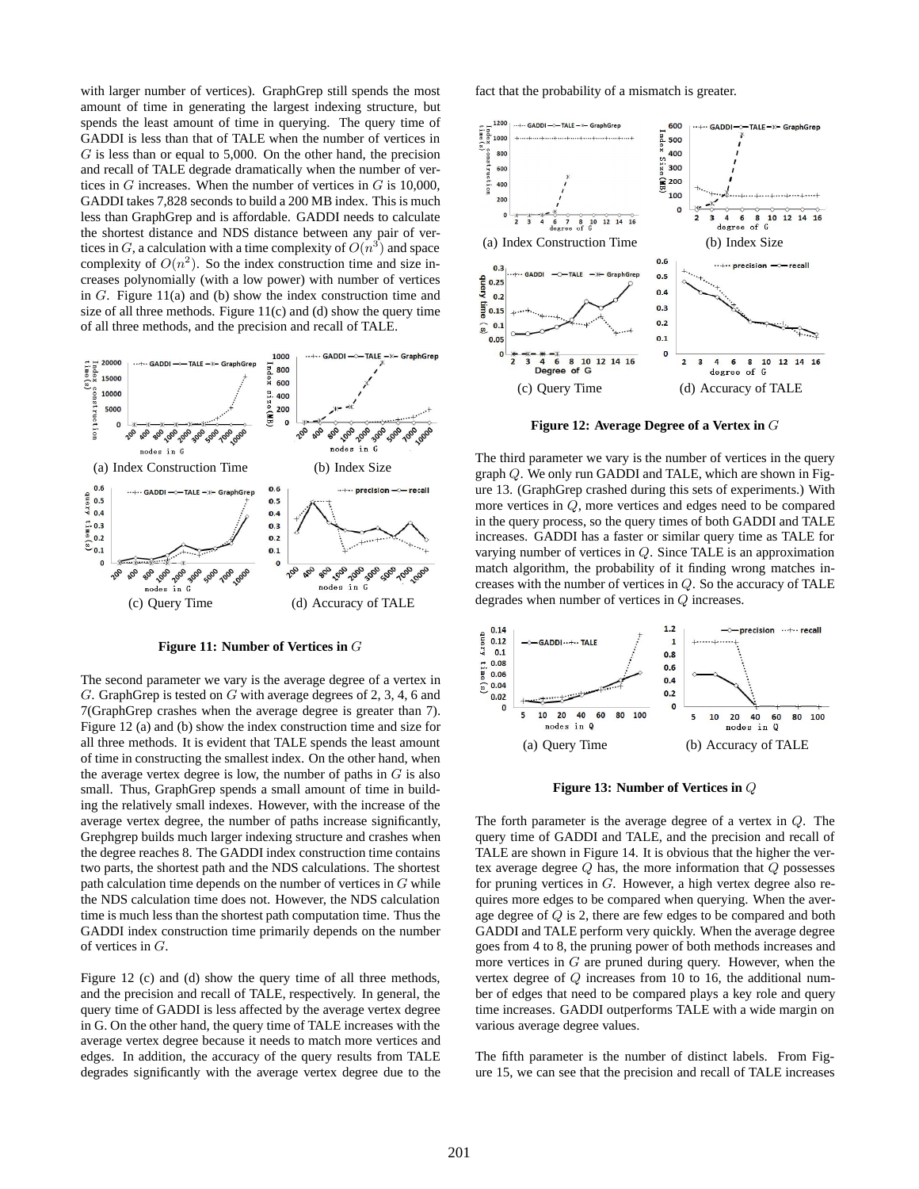with larger number of vertices). GraphGrep still spends the most amount of time in generating the largest indexing structure, but spends the least amount of time in querying. The query time of GADDI is less than that of TALE when the number of vertices in $G$ is less than or equal to 5,000. On the other hand, the precision and recall of TALE degrade dramatically when the number of vertices in $G$ increases. When the number of vertices in $G$ is 10,000, GADDI takes 7,828 seconds to build a 200 MB index. This is much less than GraphGrep and is affordable. GADDI needs to calculate the shortest distance and NDS distance between any pair of vertices in $G$, a calculation with a time complexity of $O(n^3)$ and space complexity of $O(n^2)$. So the index construction time and size increases polynomially (with a low power) with number of vertices in $G$. Figure 11(a) and (b) show the index construction time and size of all three methods. Figure 11(c) and (d) show the query time of all three methods, and the precision and recall of TALE.

(a) Index Construction Time (b) Index Size

(c) Query Time (d) Accuracy of TALE

**Figure 11: Number of Vertices in $G$**

The second parameter we vary is the average degree of a vertex in $G$. GraphGrep is tested on $G$ with average degrees of 2, 3, 4, 6 and 7(GraphGrep crashes when the average degree is greater than 7). Figure 12 (a) and (b) show the index construction time and size for all three methods. It is evident that TALE spends the least amount of time in constructing the smallest index. On the other hand, when the average vertex degree is low, the number of paths in $G$ is also small. Thus, GraphGrep spends a small amount of time in building the relatively small indexes. However, with the increase of the average vertex degree, the number of paths increase significantly, Grephgrep builds much larger indexing structure and crashes when the degree reaches 8. The GADDI index construction time contains two parts, the shortest path and the NDS calculations. The shortest path calculation time depends on the number of vertices in $G$ while the NDS calculation time does not. However, the NDS calculation time is much less than the shortest path computation time. Thus the GADDI index construction time primarily depends on the number of vertices in $G$.

Figure 12 (c) and (d) show the query time of all three methods, and the precision and recall of TALE, respectively. In general, the query time of GADDI is less affected by the average vertex degree in G. On the other hand, the query time of TALE increases with the average vertex degree because it needs to match more vertices and edges. In addition, the accuracy of the query results from TALE degrades significantly with the average vertex degree due to the fact that the probability of a mismatch is greater.

(a) Index Construction Time (b) Index Size

(c) Query Time (d) Accuracy of TALE

**Figure 12: Average Degree of a Vertex in $G$**

The third parameter we vary is the number of vertices in the query graph $Q$. We only run GADDI and TALE, which are shown in Figure 13. (GraphGrep crashed during this sets of experiments.) With more vertices in $Q$, more vertices and edges need to be compared in the query process, so the query times of both GADDI and TALE increases. GADDI has a faster or similar query time as TALE for varying number of vertices in $Q$. Since TALE is an approximation match algorithm, the probability of it finding wrong matches increases with the number of vertices in $Q$. So the accuracy of TALE degrades when number of vertices in $Q$ increases.

(a) Query Time (b) Accuracy of TALE

**Figure 13: Number of Vertices in $Q$**

The forth parameter is the average degree of a vertex in $Q$. The query time of GADDI and TALE, and the precision and recall of TALE are shown in Figure 14. It is obvious that the higher the vertex average degree $Q$ has, the more information that $Q$ possesses for pruning vertices in $G$. However, a high vertex degree also requires more edges to be compared when querying. When the average degree of $Q$ is 2, there are few edges to be compared and both GADDI and TALE perform very quickly. When the average degree goes from 4 to 8, the pruning power of both methods increases and more vertices in $G$ are pruned during query. However, when the vertex degree of $Q$ increases from 10 to 16, the additional number of edges that need to be compared plays a key role and query time increases. GADDI outperforms TALE with a wide margin on various average degree values.

The fifth parameter is the number of distinct labels. From Figure 15, we can see that the precision and recall of TALE increases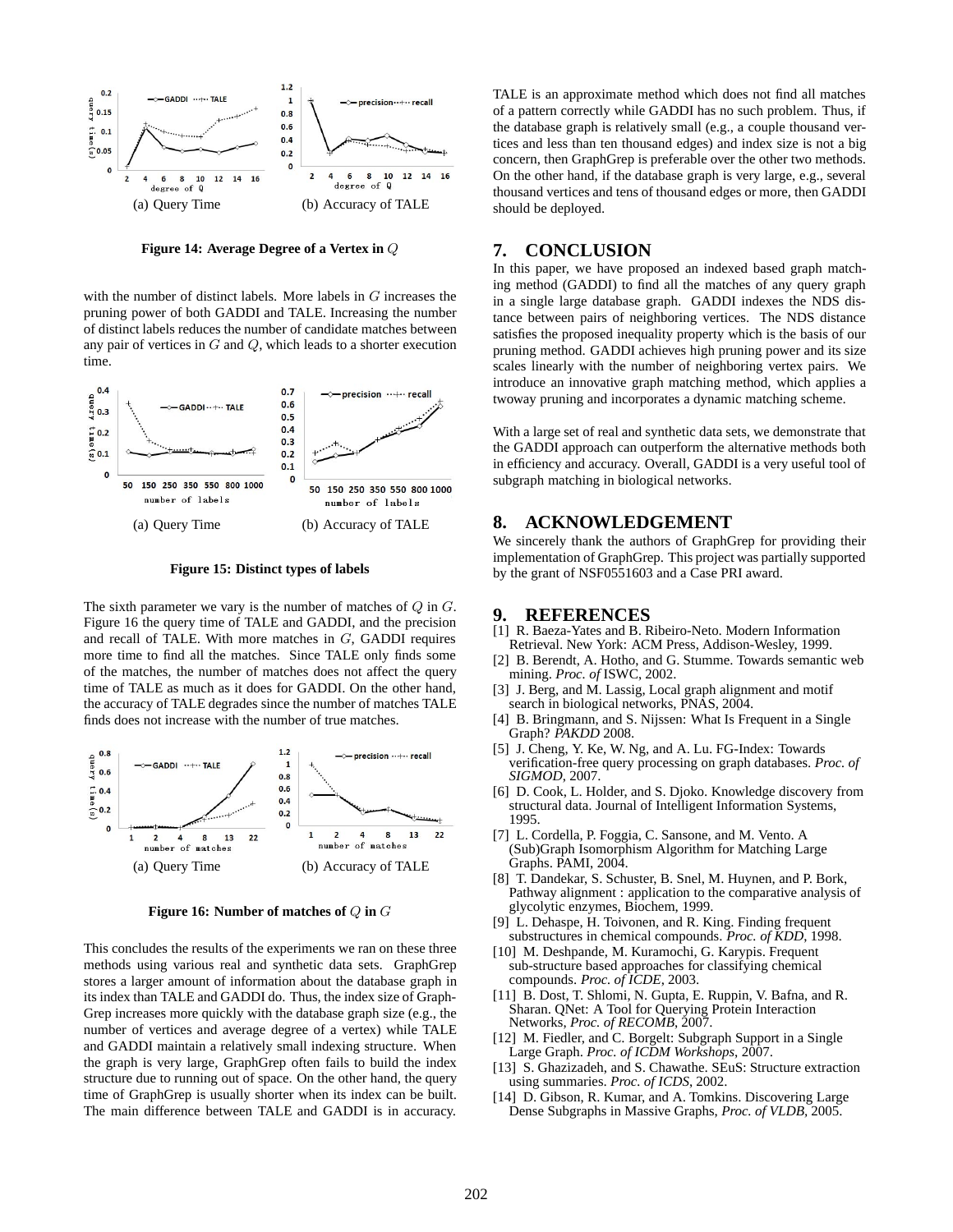0.2
GADDI TALE
0.15
0.1
0.05
0
query time(s)
2 4 6 8 10 12 14 16
degree of Q

(a) Query Time

1.2
1
0.8
0.6
0.4
0.2
0
precision recall
2 4 6 8 10 12 14 16
degree of Q

(b) Accuracy of TALE

**Figure 14: Average Degree of a Vertex in $Q$**

with the number of distinct labels. More labels in $G$ increases the pruning power of both GADDI and TALE. Increasing the number of distinct labels reduces the number of candidate matches between any pair of vertices in $G$ and $Q$, which leads to a shorter execution time.

0.4
0.3
0.2
0.1
0
GADDI TALE
query time(s)
50 150 250 350 550 800 1000
number of labels

(a) Query Time

0.7
0.6
0.5
0.4
0.3
0.2
0.1
0
precision recall
50 150 250 350 550 800 1000
number of labels

(b) Accuracy of TALE

**Figure 15: Distinct types of labels**

The sixth parameter we vary is the number of matches of $Q$ in $G$. Figure 16 the query time of TALE and GADDI, and the precision and recall of TALE. With more matches in $G$, GADDI requires more time to find all the matches. Since TALE only finds some of the matches, the number of matches does not affect the query time of TALE as much as it does for GADDI. On the other hand, the accuracy of TALE degrades since the number of matches TALE finds does not increase with the number of true matches.

0.8
0.6
0.4
0.2
0
GADDI TALE
query time(s)
1 2 4 8 13 22
number of matches

(a) Query Time

1.2
1
0.8
0.6
0.4
0.2
0
precision recall
1 2 4 8 13 22
number of matches

(b) Accuracy of TALE

**Figure 16: Number of matches of $Q$ in $G$**

This concludes the results of the experiments we ran on these three methods using various real and synthetic data sets. GraphGrep stores a larger amount of information about the database graph in its index than TALE and GADDI do. Thus, the index size of GraphGrep increases more quickly with the database graph size (e.g., the number of vertices and average degree of a vertex) while TALE and GADDI maintain a relatively small indexing structure. When the graph is very large, GraphGrep often fails to build the index structure due to running out of space. On the other hand, the query time of GraphGrep is usually shorter when its index can be built. The main difference between TALE and GADDI is in accuracy. TALE is an approximate method which does not find all matches of a pattern correctly while GADDI has no such problem. Thus, if the database graph is relatively small (e.g., a couple thousand vertices and less than ten thousand edges) and index size is not a big concern, then GraphGrep is preferable over the other two methods. On the other hand, if the database graph is very large, e.g., several thousand vertices and tens of thousand edges or more, then GADDI should be deployed.

## 7. CONCLUSION

In this paper, we have proposed an indexed based graph matching method (GADDI) to find all the matches of any query graph in a single large database graph. GADDI indexes the NDS distance between pairs of neighboring vertices. The NDS distance satisfies the proposed inequality property which is the basis of our pruning method. GADDI achieves high pruning power and its size scales linearly with the number of neighboring vertex pairs. We introduce an innovative graph matching method, which applies a twoway pruning and incorporates a dynamic matching scheme.

With a large set of real and synthetic data sets, we demonstrate that the GADDI approach can outperform the alternative methods both in efficiency and accuracy. Overall, GADDI is a very useful tool of subgraph matching in biological networks.

## 8. ACKNOWLEDGEMENT

We sincerely thank the authors of GraphGrep for providing their implementation of GraphGrep. This project was partially supported by the grant of NSF0551603 and a Case PRI award.

## 9. REFERENCES

[1] R. Baeza-Yates and B. Ribeiro-Neto. Modern Information Retrieval. New York: ACM Press, Addison-Wesley, 1999.

[2] B. Berendt, A. Hotho, and G. Stumme. Towards semantic web mining. *Proc. of* ISWC, 2002.

[3] J. Berg, and M. Lassig, Local graph alignment and motif search in biological networks, PNAS, 2004.

[4] B. Bringmann, and S. Nijssen: What Is Frequent in a Single Graph? *PAKDD* 2008.

[5] J. Cheng, Y. Ke, W. Ng, and A. Lu. FG-Index: Towards verification-free query processing on graph databases. *Proc. of SIGMOD*, 2007.

[6] D. Cook, L. Holder, and S. Djoko. Knowledge discovery from structural data. Journal of Intelligent Information Systems, 1995.

[7] L. Cordella, P. Foggia, C. Sansone, and M. Vento. A (Sub)Graph Isomorphism Algorithm for Matching Large Graphs. PAMI, 2004.

[8] T. Dandekar, S. Schuster, B. Snel, M. Huynen, and P. Bork, Pathway alignment : application to the comparative analysis of glycolytic enzymes, Biochem, 1999.

[9] L. Dehaspe, H. Toivonen, and R. King. Finding frequent substructures in chemical compounds. *Proc. of KDD*, 1998.

[10] M. Deshpande, M. Kuramochi, G. Karypis. Frequent sub-structure based approaches for classifying chemical compounds. *Proc. of ICDE*, 2003.

[11] B. Dost, T. Shlomi, N. Gupta, E. Ruppin, V. Bafna, and R. Sharan. QNet: A Tool for Querying Protein Interaction Networks, *Proc. of RECOMB*, 2007.

[12] M. Fiedler, and C. Borgelt: Subgraph Support in a Single Large Graph. *Proc. of ICDM Workshops*, 2007.

[13] S. Ghazizadeh, and S. Chawathe. SEuS: Structure extraction using summaries. *Proc. of ICDS*, 2002.

[14] D. Gibson, R. Kumar, and A. Tomkins. Discovering Large Dense Subgraphs in Massive Graphs, *Proc. of VLDB*, 2005.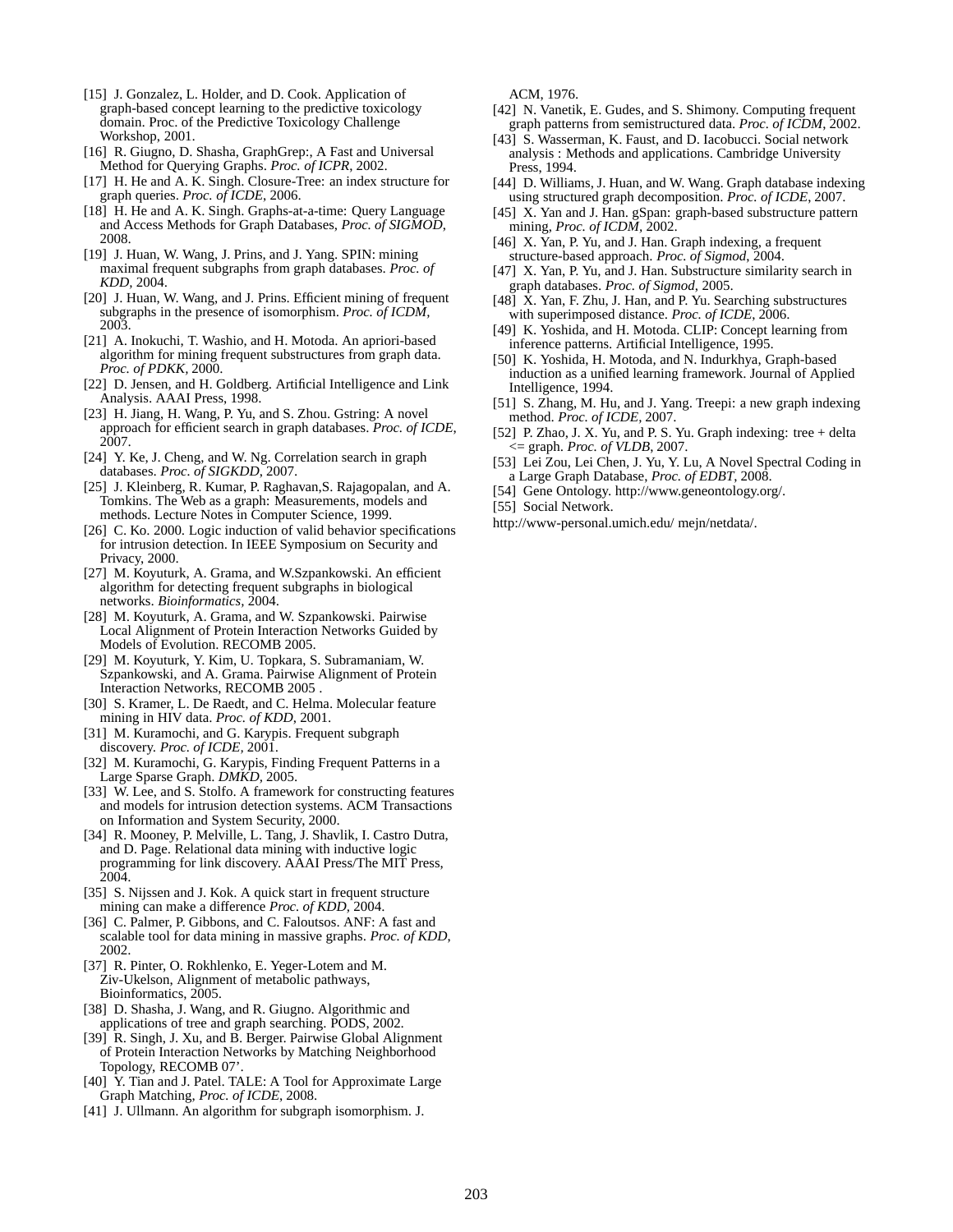[15] J. Gonzalez, L. Holder, and D. Cook. Application of graph-based concept learning to the predictive toxicology domain. Proc. of the Predictive Toxicology Challenge Workshop, 2001.

[16] R. Giugno, D. Shasha, GraphGrep:, A Fast and Universal Method for Querying Graphs. *Proc. of ICPR*, 2002.

[17] H. He and A. K. Singh. Closure-Tree: an index structure for graph queries. *Proc. of ICDE*, 2006.

[18] H. He and A. K. Singh. Graphs-at-a-time: Query Language and Access Methods for Graph Databases, *Proc. of SIGMOD*, 2008.

[19] J. Huan, W. Wang, J. Prins, and J. Yang. SPIN: mining maximal frequent subgraphs from graph databases. *Proc. of KDD*, 2004.

[20] J. Huan, W. Wang, and J. Prins. Efficient mining of frequent subgraphs in the presence of isomorphism. *Proc. of ICDM*, 2003.

[21] A. Inokuchi, T. Washio, and H. Motoda. An apriori-based algorithm for mining frequent substructures from graph data. *Proc. of PDKK*, 2000.

[22] D. Jensen, and H. Goldberg. Artificial Intelligence and Link Analysis. AAAI Press, 1998.

[23] H. Jiang, H. Wang, P. Yu, and S. Zhou. Gstring: A novel approach for efficient search in graph databases. *Proc. of ICDE*, 2007.

[24] Y. Ke, J. Cheng, and W. Ng. Correlation search in graph databases. *Proc. of SIGKDD*, 2007.

[25] J. Kleinberg, R. Kumar, P. Raghavan,S. Rajagopalan, and A. Tomkins. The Web as a graph: Measurements, models and methods. Lecture Notes in Computer Science, 1999.

[26] C. Ko. 2000. Logic induction of valid behavior specifications for intrusion detection. In IEEE Symposium on Security and Privacy, 2000.

[27] M. Koyuturk, A. Grama, and W.Szpankowski. An efficient algorithm for detecting frequent subgraphs in biological networks. *Bioinformatics*, 2004.

[28] M. Koyuturk, A. Grama, and W. Szpankowski. Pairwise Local Alignment of Protein Interaction Networks Guided by Models of Evolution. RECOMB 2005.

[29] M. Koyuturk, Y. Kim, U. Topkara, S. Subramaniam, W. Szpankowski, and A. Grama. Pairwise Alignment of Protein Interaction Networks, RECOMB 2005 .

[30] S. Kramer, L. De Raedt, and C. Helma. Molecular feature mining in HIV data. *Proc. of KDD*, 2001.

[31] M. Kuramochi, and G. Karypis. Frequent subgraph discovery. *Proc. of ICDE*, 2001.

[32] M. Kuramochi, G. Karypis, Finding Frequent Patterns in a Large Sparse Graph. *DMKD*, 2005.

[33] W. Lee, and S. Stolfo. A framework for constructing features and models for intrusion detection systems. ACM Transactions on Information and System Security, 2000.

[34] R. Mooney, P. Melville, L. Tang, J. Shavlik, I. Castro Dutra, and D. Page. Relational data mining with inductive logic programming for link discovery. AAAI Press/The MIT Press, 2004.

[35] S. Nijssen and J. Kok. A quick start in frequent structure mining can make a difference *Proc. of KDD*, 2004.

[36] C. Palmer, P. Gibbons, and C. Faloutsos. ANF: A fast and scalable tool for data mining in massive graphs. *Proc. of KDD*, 2002.

[37] R. Pinter, O. Rokhlenko, E. Yeger-Lotem and M. Ziv-Ukelson, Alignment of metabolic pathways, Bioinformatics, 2005.

[38] D. Shasha, J. Wang, and R. Giugno. Algorithmic and applications of tree and graph searching. PODS, 2002.

[39] R. Singh, J. Xu, and B. Berger. Pairwise Global Alignment of Protein Interaction Networks by Matching Neighborhood Topology, RECOMB 07'.

[40] Y. Tian and J. Patel. TALE: A Tool for Approximate Large Graph Matching, *Proc. of ICDE*, 2008.

[41] J. Ullmann. An algorithm for subgraph isomorphism. J. ACM, 1976.

[42] N. Vanetik, E. Gudes, and S. Shimony. Computing frequent graph patterns from semistructured data. *Proc. of ICDM*, 2002.

[43] S. Wasserman, K. Faust, and D. Iacobucci. Social network analysis : Methods and applications. Cambridge University Press, 1994.

[44] D. Williams, J. Huan, and W. Wang. Graph database indexing using structured graph decomposition. *Proc. of ICDE*, 2007.

[45] X. Yan and J. Han. gSpan: graph-based substructure pattern mining, *Proc. of ICDM*, 2002.

[46] X. Yan, P. Yu, and J. Han. Graph indexing, a frequent structure-based approach. *Proc. of Sigmod*, 2004.

[47] X. Yan, P. Yu, and J. Han. Substructure similarity search in graph databases. *Proc. of Sigmod*, 2005.

[48] X. Yan, F. Zhu, J. Han, and P. Yu. Searching substructures with superimposed distance. *Proc. of ICDE*, 2006.

[49] K. Yoshida, and H. Motoda. CLIP: Concept learning from inference patterns. Artificial Intelligence, 1995.

[50] K. Yoshida, H. Motoda, and N. Indurkhya, Graph-based induction as a unified learning framework. Journal of Applied Intelligence, 1994.

[51] S. Zhang, M. Hu, and J. Yang. Treepi: a new graph indexing method. *Proc. of ICDE*, 2007.

[52] P. Zhao, J. X. Yu, and P. S. Yu. Graph indexing: tree + delta <= graph. *Proc. of VLDB*, 2007.

[53] Lei Zou, Lei Chen, J. Yu, Y. Lu, A Novel Spectral Coding in a Large Graph Database, *Proc. of EDBT*, 2008.

[54] Gene Ontology. http://www.geneontology.org/.

[55] Social Network.

http://www-personal.umich.edu/ mejn/netdata/.